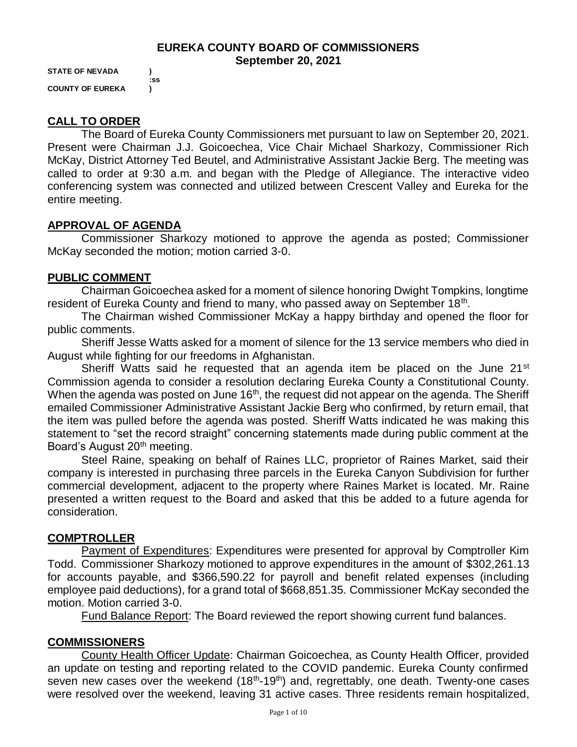# EUREKA COUNTY BOARD OF COMMISSIONERS
## September 20, 2021

**STATE OF NEVADA )**
**:ss**
**COUNTY OF EUREKA )**

## CALL TO ORDER

The Board of Eureka County Commissioners met pursuant to law on September 20, 2021. Present were Chairman J.J. Goicoechea, Vice Chair Michael Sharkozy, Commissioner Rich McKay, District Attorney Ted Beutel, and Administrative Assistant Jackie Berg. The meeting was called to order at 9:30 a.m. and began with the Pledge of Allegiance. The interactive video conferencing system was connected and utilized between Crescent Valley and Eureka for the entire meeting.

## APPROVAL OF AGENDA

Commissioner Sharkozy motioned to approve the agenda as posted; Commissioner McKay seconded the motion; motion carried 3-0.

## PUBLIC COMMENT

Chairman Goicoechea asked for a moment of silence honoring Dwight Tompkins, longtime resident of Eureka County and friend to many, who passed away on September 18th.

The Chairman wished Commissioner McKay a happy birthday and opened the floor for public comments.

Sheriff Jesse Watts asked for a moment of silence for the 13 service members who died in August while fighting for our freedoms in Afghanistan.

Sheriff Watts said he requested that an agenda item be placed on the June 21st Commission agenda to consider a resolution declaring Eureka County a Constitutional County. When the agenda was posted on June 16th, the request did not appear on the agenda. The Sheriff emailed Commissioner Administrative Assistant Jackie Berg who confirmed, by return email, that the item was pulled before the agenda was posted. Sheriff Watts indicated he was making this statement to "set the record straight" concerning statements made during public comment at the Board's August 20th meeting.

Steel Raine, speaking on behalf of Raines LLC, proprietor of Raines Market, said their company is interested in purchasing three parcels in the Eureka Canyon Subdivision for further commercial development, adjacent to the property where Raines Market is located. Mr. Raine presented a written request to the Board and asked that this be added to a future agenda for consideration.

## COMPTROLLER

Payment of Expenditures: Expenditures were presented for approval by Comptroller Kim Todd. Commissioner Sharkozy motioned to approve expenditures in the amount of $302,261.13 for accounts payable, and $366,590.22 for payroll and benefit related expenses (including employee paid deductions), for a grand total of $668,851.35. Commissioner McKay seconded the motion. Motion carried 3-0.

Fund Balance Report: The Board reviewed the report showing current fund balances.

## COMMISSIONERS

County Health Officer Update: Chairman Goicoechea, as County Health Officer, provided an update on testing and reporting related to the COVID pandemic. Eureka County confirmed seven new cases over the weekend (18th-19th) and, regrettably, one death. Twenty-one cases were resolved over the weekend, leaving 31 active cases. Three residents remain hospitalized,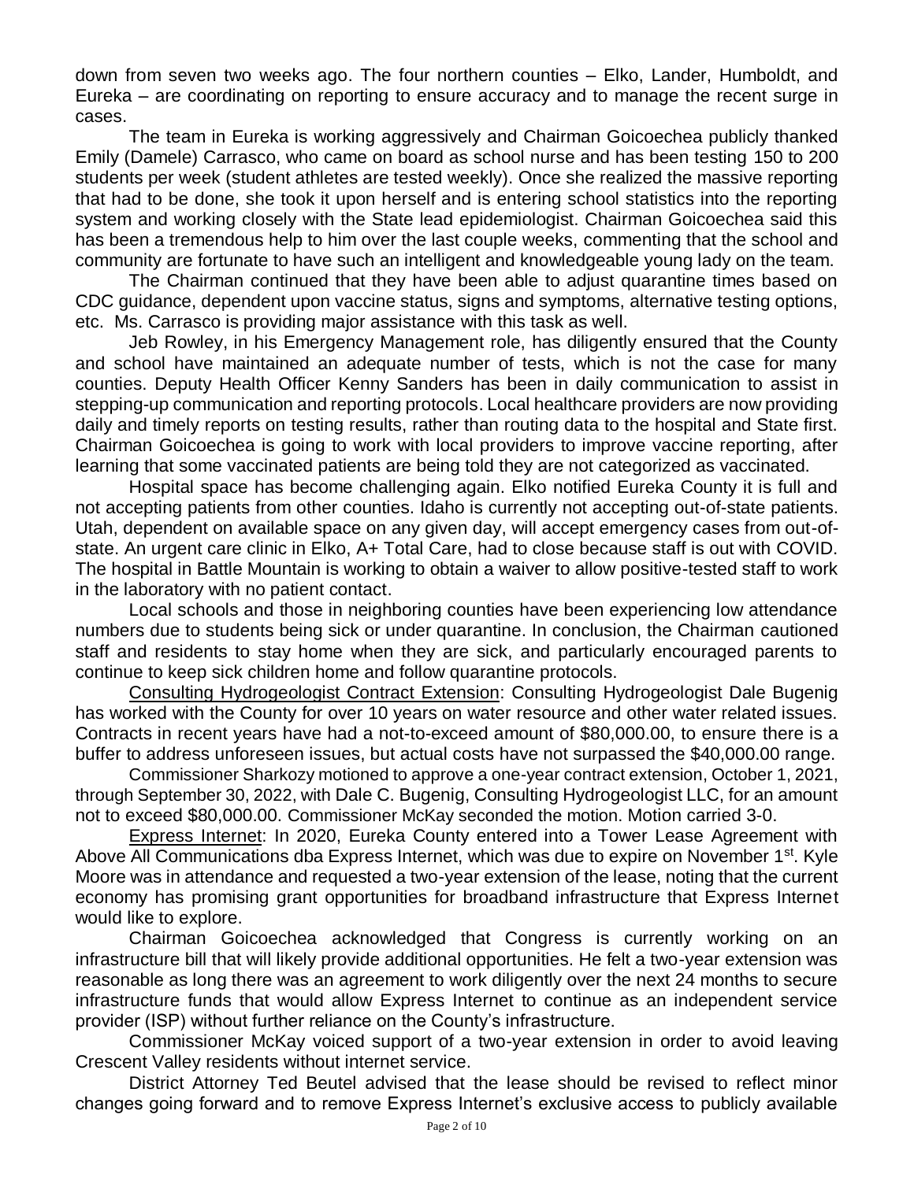down from seven two weeks ago. The four northern counties – Elko, Lander, Humboldt, and Eureka – are coordinating on reporting to ensure accuracy and to manage the recent surge in cases.

The team in Eureka is working aggressively and Chairman Goicoechea publicly thanked Emily (Damele) Carrasco, who came on board as school nurse and has been testing 150 to 200 students per week (student athletes are tested weekly). Once she realized the massive reporting that had to be done, she took it upon herself and is entering school statistics into the reporting system and working closely with the State lead epidemiologist. Chairman Goicoechea said this has been a tremendous help to him over the last couple weeks, commenting that the school and community are fortunate to have such an intelligent and knowledgeable young lady on the team.

The Chairman continued that they have been able to adjust quarantine times based on CDC guidance, dependent upon vaccine status, signs and symptoms, alternative testing options, etc. Ms. Carrasco is providing major assistance with this task as well.

Jeb Rowley, in his Emergency Management role, has diligently ensured that the County and school have maintained an adequate number of tests, which is not the case for many counties. Deputy Health Officer Kenny Sanders has been in daily communication to assist in stepping-up communication and reporting protocols. Local healthcare providers are now providing daily and timely reports on testing results, rather than routing data to the hospital and State first. Chairman Goicoechea is going to work with local providers to improve vaccine reporting, after learning that some vaccinated patients are being told they are not categorized as vaccinated.

Hospital space has become challenging again. Elko notified Eureka County it is full and not accepting patients from other counties. Idaho is currently not accepting out-of-state patients. Utah, dependent on available space on any given day, will accept emergency cases from out-of-state. An urgent care clinic in Elko, A+ Total Care, had to close because staff is out with COVID. The hospital in Battle Mountain is working to obtain a waiver to allow positive-tested staff to work in the laboratory with no patient contact.

Local schools and those in neighboring counties have been experiencing low attendance numbers due to students being sick or under quarantine. In conclusion, the Chairman cautioned staff and residents to stay home when they are sick, and particularly encouraged parents to continue to keep sick children home and follow quarantine protocols.

Consulting Hydrogeologist Contract Extension: Consulting Hydrogeologist Dale Bugenig has worked with the County for over 10 years on water resource and other water related issues. Contracts in recent years have had a not-to-exceed amount of $80,000.00, to ensure there is a buffer to address unforeseen issues, but actual costs have not surpassed the $40,000.00 range.

Commissioner Sharkozy motioned to approve a one-year contract extension, October 1, 2021, through September 30, 2022, with Dale C. Bugenig, Consulting Hydrogeologist LLC, for an amount not to exceed $80,000.00. Commissioner McKay seconded the motion. Motion carried 3-0.

Express Internet: In 2020, Eureka County entered into a Tower Lease Agreement with Above All Communications dba Express Internet, which was due to expire on November 1st. Kyle Moore was in attendance and requested a two-year extension of the lease, noting that the current economy has promising grant opportunities for broadband infrastructure that Express Internet would like to explore.

Chairman Goicoechea acknowledged that Congress is currently working on an infrastructure bill that will likely provide additional opportunities. He felt a two-year extension was reasonable as long there was an agreement to work diligently over the next 24 months to secure infrastructure funds that would allow Express Internet to continue as an independent service provider (ISP) without further reliance on the County's infrastructure.

Commissioner McKay voiced support of a two-year extension in order to avoid leaving Crescent Valley residents without internet service.

District Attorney Ted Beutel advised that the lease should be revised to reflect minor changes going forward and to remove Express Internet's exclusive access to publicly available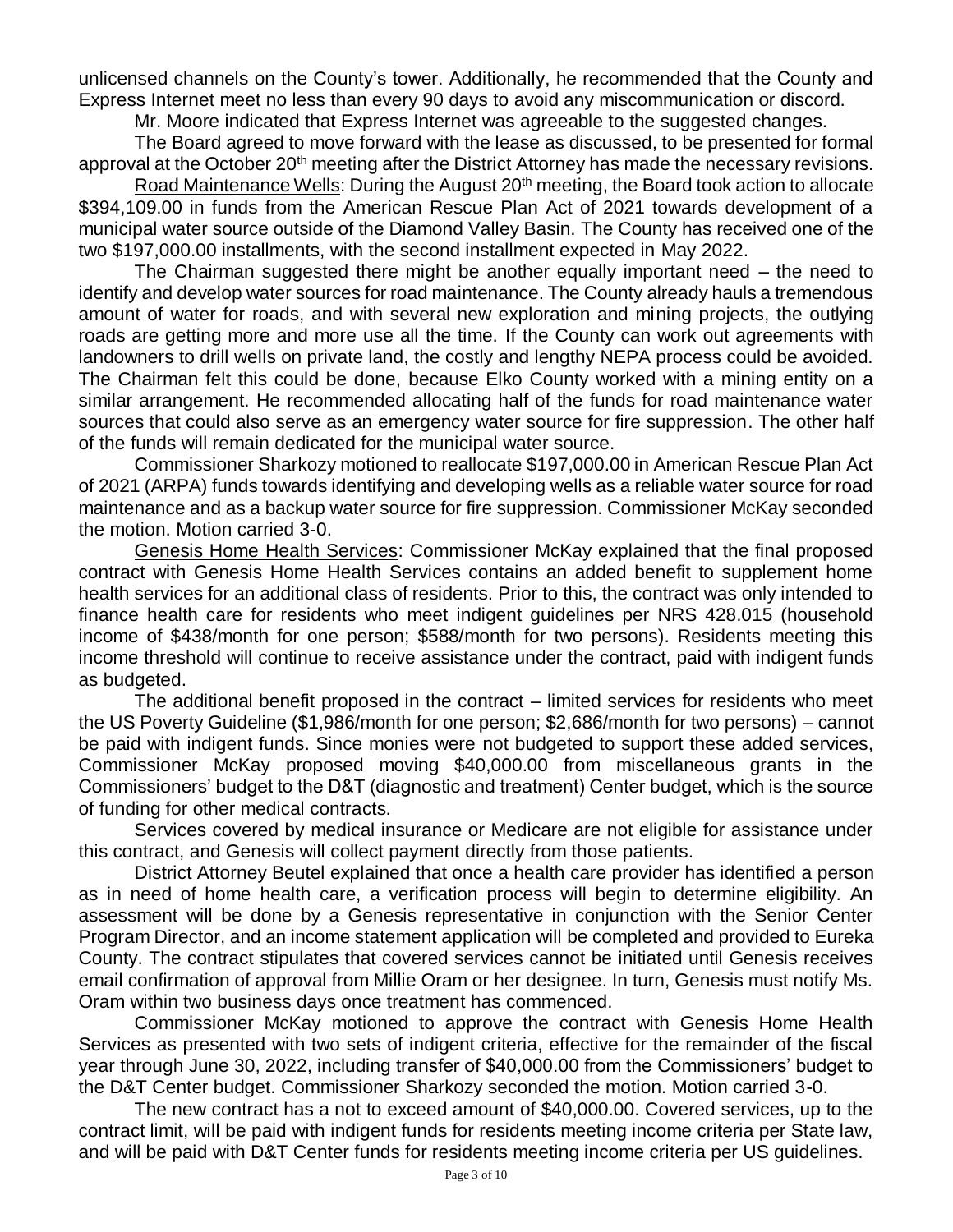unlicensed channels on the County's tower. Additionally, he recommended that the County and Express Internet meet no less than every 90 days to avoid any miscommunication or discord.

Mr. Moore indicated that Express Internet was agreeable to the suggested changes.

The Board agreed to move forward with the lease as discussed, to be presented for formal approval at the October 20th meeting after the District Attorney has made the necessary revisions.

Road Maintenance Wells: During the August 20th meeting, the Board took action to allocate $394,109.00 in funds from the American Rescue Plan Act of 2021 towards development of a municipal water source outside of the Diamond Valley Basin. The County has received one of the two $197,000.00 installments, with the second installment expected in May 2022.

The Chairman suggested there might be another equally important need – the need to identify and develop water sources for road maintenance. The County already hauls a tremendous amount of water for roads, and with several new exploration and mining projects, the outlying roads are getting more and more use all the time. If the County can work out agreements with landowners to drill wells on private land, the costly and lengthy NEPA process could be avoided. The Chairman felt this could be done, because Elko County worked with a mining entity on a similar arrangement. He recommended allocating half of the funds for road maintenance water sources that could also serve as an emergency water source for fire suppression. The other half of the funds will remain dedicated for the municipal water source.

Commissioner Sharkozy motioned to reallocate $197,000.00 in American Rescue Plan Act of 2021 (ARPA) funds towards identifying and developing wells as a reliable water source for road maintenance and as a backup water source for fire suppression. Commissioner McKay seconded the motion. Motion carried 3-0.

Genesis Home Health Services: Commissioner McKay explained that the final proposed contract with Genesis Home Health Services contains an added benefit to supplement home health services for an additional class of residents. Prior to this, the contract was only intended to finance health care for residents who meet indigent guidelines per NRS 428.015 (household income of $438/month for one person; $588/month for two persons). Residents meeting this income threshold will continue to receive assistance under the contract, paid with indigent funds as budgeted.

The additional benefit proposed in the contract – limited services for residents who meet the US Poverty Guideline ($1,986/month for one person; $2,686/month for two persons) – cannot be paid with indigent funds. Since monies were not budgeted to support these added services, Commissioner McKay proposed moving $40,000.00 from miscellaneous grants in the Commissioners' budget to the D&T (diagnostic and treatment) Center budget, which is the source of funding for other medical contracts.

Services covered by medical insurance or Medicare are not eligible for assistance under this contract, and Genesis will collect payment directly from those patients.

District Attorney Beutel explained that once a health care provider has identified a person as in need of home health care, a verification process will begin to determine eligibility. An assessment will be done by a Genesis representative in conjunction with the Senior Center Program Director, and an income statement application will be completed and provided to Eureka County. The contract stipulates that covered services cannot be initiated until Genesis receives email confirmation of approval from Millie Oram or her designee. In turn, Genesis must notify Ms. Oram within two business days once treatment has commenced.

Commissioner McKay motioned to approve the contract with Genesis Home Health Services as presented with two sets of indigent criteria, effective for the remainder of the fiscal year through June 30, 2022, including transfer of $40,000.00 from the Commissioners' budget to the D&T Center budget. Commissioner Sharkozy seconded the motion. Motion carried 3-0.

The new contract has a not to exceed amount of $40,000.00. Covered services, up to the contract limit, will be paid with indigent funds for residents meeting income criteria per State law, and will be paid with D&T Center funds for residents meeting income criteria per US guidelines.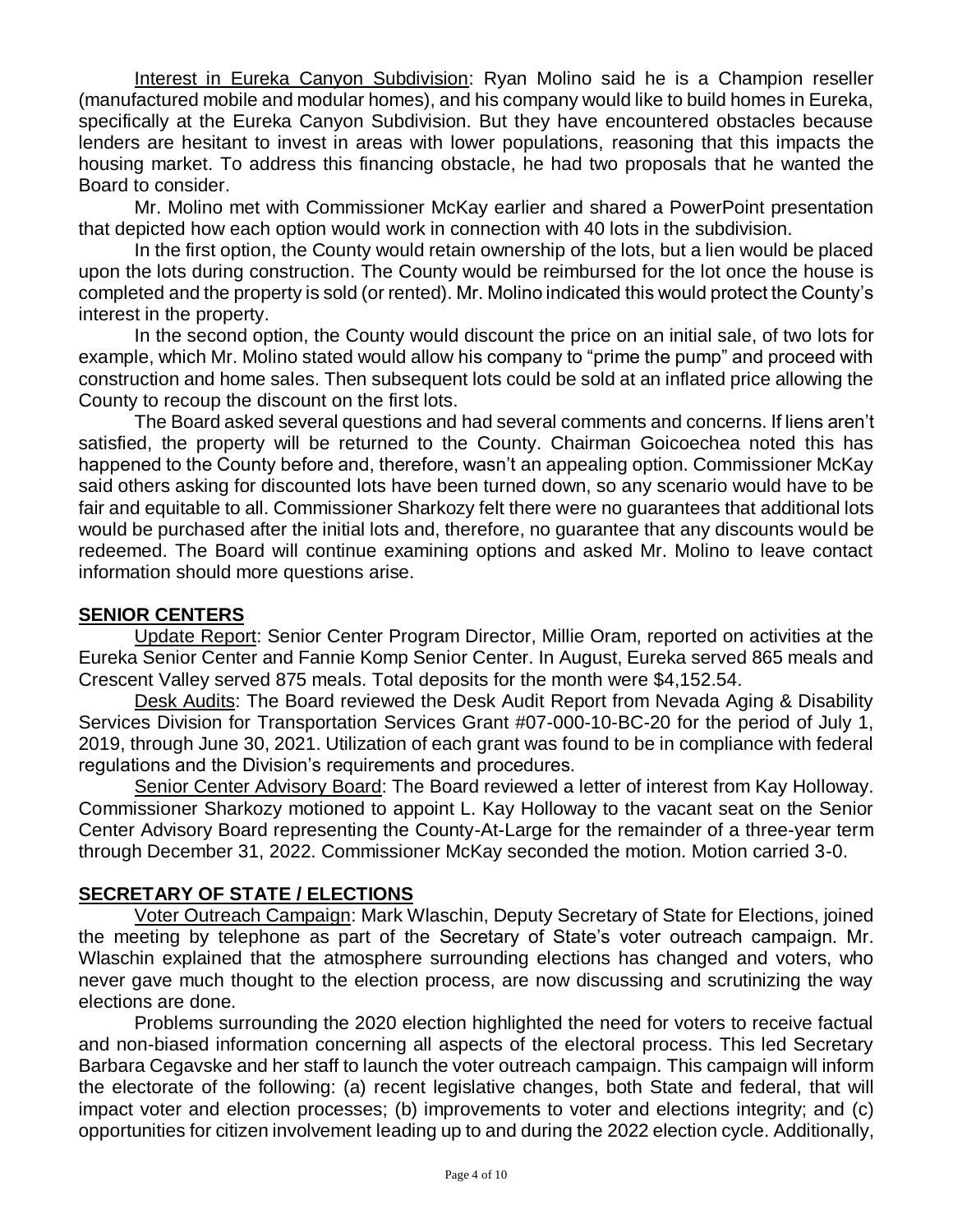Interest in Eureka Canyon Subdivision: Ryan Molino said he is a Champion reseller (manufactured mobile and modular homes), and his company would like to build homes in Eureka, specifically at the Eureka Canyon Subdivision. But they have encountered obstacles because lenders are hesitant to invest in areas with lower populations, reasoning that this impacts the housing market. To address this financing obstacle, he had two proposals that he wanted the Board to consider.

Mr. Molino met with Commissioner McKay earlier and shared a PowerPoint presentation that depicted how each option would work in connection with 40 lots in the subdivision.

In the first option, the County would retain ownership of the lots, but a lien would be placed upon the lots during construction. The County would be reimbursed for the lot once the house is completed and the property is sold (or rented). Mr. Molino indicated this would protect the County's interest in the property.

In the second option, the County would discount the price on an initial sale, of two lots for example, which Mr. Molino stated would allow his company to "prime the pump" and proceed with construction and home sales. Then subsequent lots could be sold at an inflated price allowing the County to recoup the discount on the first lots.

The Board asked several questions and had several comments and concerns. If liens aren't satisfied, the property will be returned to the County. Chairman Goicoechea noted this has happened to the County before and, therefore, wasn't an appealing option. Commissioner McKay said others asking for discounted lots have been turned down, so any scenario would have to be fair and equitable to all. Commissioner Sharkozy felt there were no guarantees that additional lots would be purchased after the initial lots and, therefore, no guarantee that any discounts would be redeemed. The Board will continue examining options and asked Mr. Molino to leave contact information should more questions arise.

## SENIOR CENTERS

Update Report: Senior Center Program Director, Millie Oram, reported on activities at the Eureka Senior Center and Fannie Komp Senior Center. In August, Eureka served 865 meals and Crescent Valley served 875 meals. Total deposits for the month were $4,152.54.

Desk Audits: The Board reviewed the Desk Audit Report from Nevada Aging & Disability Services Division for Transportation Services Grant #07-000-10-BC-20 for the period of July 1, 2019, through June 30, 2021. Utilization of each grant was found to be in compliance with federal regulations and the Division's requirements and procedures.

Senior Center Advisory Board: The Board reviewed a letter of interest from Kay Holloway. Commissioner Sharkozy motioned to appoint L. Kay Holloway to the vacant seat on the Senior Center Advisory Board representing the County-At-Large for the remainder of a three-year term through December 31, 2022. Commissioner McKay seconded the motion. Motion carried 3-0.

## SECRETARY OF STATE / ELECTIONS

Voter Outreach Campaign: Mark Wlaschin, Deputy Secretary of State for Elections, joined the meeting by telephone as part of the Secretary of State's voter outreach campaign. Mr. Wlaschin explained that the atmosphere surrounding elections has changed and voters, who never gave much thought to the election process, are now discussing and scrutinizing the way elections are done.

Problems surrounding the 2020 election highlighted the need for voters to receive factual and non-biased information concerning all aspects of the electoral process. This led Secretary Barbara Cegavske and her staff to launch the voter outreach campaign. This campaign will inform the electorate of the following: (a) recent legislative changes, both State and federal, that will impact voter and election processes; (b) improvements to voter and elections integrity; and (c) opportunities for citizen involvement leading up to and during the 2022 election cycle. Additionally,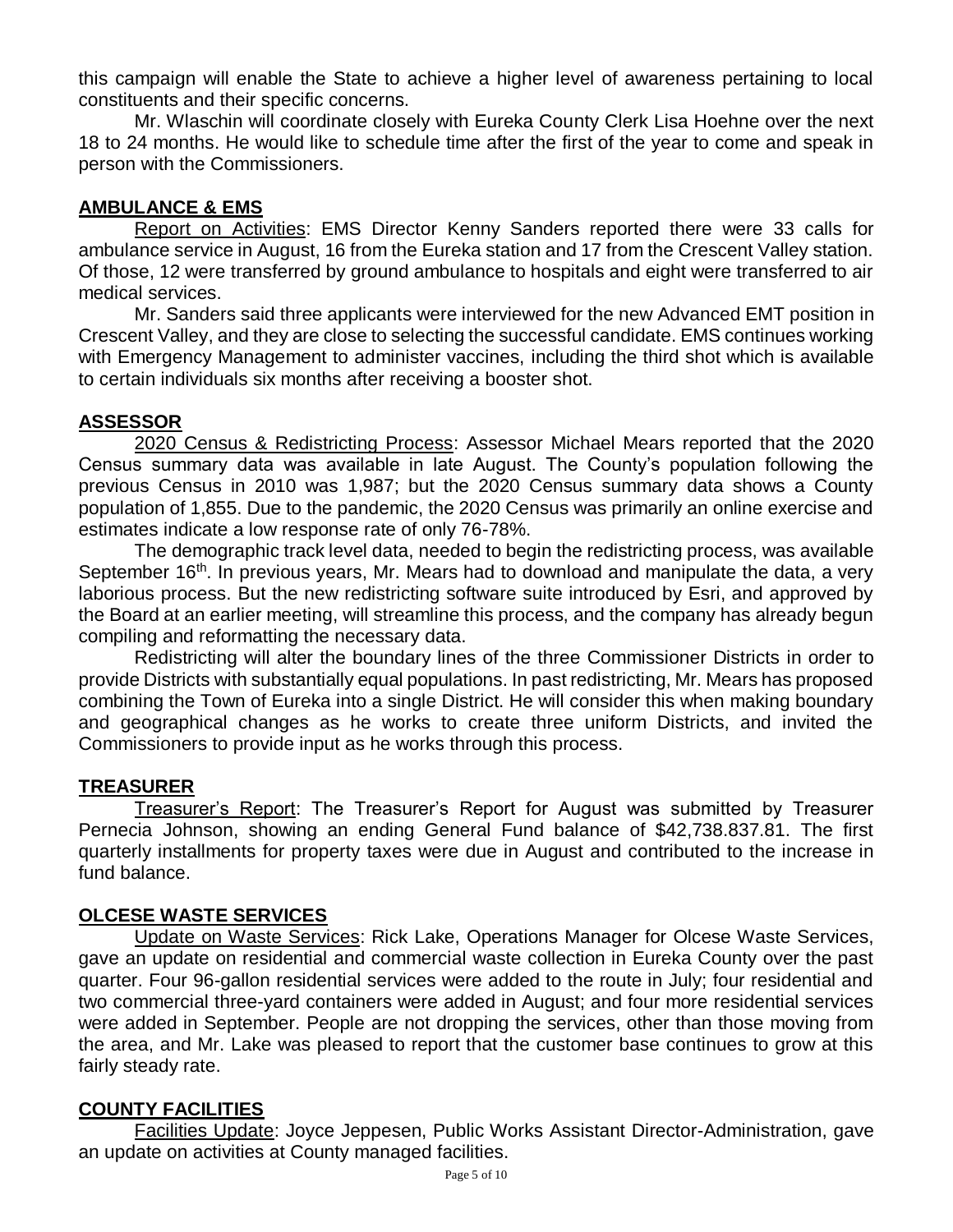this campaign will enable the State to achieve a higher level of awareness pertaining to local constituents and their specific concerns.

Mr. Wlaschin will coordinate closely with Eureka County Clerk Lisa Hoehne over the next 18 to 24 months. He would like to schedule time after the first of the year to come and speak in person with the Commissioners.

## AMBULANCE & EMS

Report on Activities: EMS Director Kenny Sanders reported there were 33 calls for ambulance service in August, 16 from the Eureka station and 17 from the Crescent Valley station. Of those, 12 were transferred by ground ambulance to hospitals and eight were transferred to air medical services.

Mr. Sanders said three applicants were interviewed for the new Advanced EMT position in Crescent Valley, and they are close to selecting the successful candidate. EMS continues working with Emergency Management to administer vaccines, including the third shot which is available to certain individuals six months after receiving a booster shot.

## ASSESSOR

2020 Census & Redistricting Process: Assessor Michael Mears reported that the 2020 Census summary data was available in late August. The County's population following the previous Census in 2010 was 1,987; but the 2020 Census summary data shows a County population of 1,855. Due to the pandemic, the 2020 Census was primarily an online exercise and estimates indicate a low response rate of only 76-78%.

The demographic track level data, needed to begin the redistricting process, was available September 16th. In previous years, Mr. Mears had to download and manipulate the data, a very laborious process. But the new redistricting software suite introduced by Esri, and approved by the Board at an earlier meeting, will streamline this process, and the company has already begun compiling and reformatting the necessary data.

Redistricting will alter the boundary lines of the three Commissioner Districts in order to provide Districts with substantially equal populations. In past redistricting, Mr. Mears has proposed combining the Town of Eureka into a single District. He will consider this when making boundary and geographical changes as he works to create three uniform Districts, and invited the Commissioners to provide input as he works through this process.

## TREASURER

Treasurer's Report: The Treasurer's Report for August was submitted by Treasurer Pernecia Johnson, showing an ending General Fund balance of $42,738.837.81. The first quarterly installments for property taxes were due in August and contributed to the increase in fund balance.

## OLCESE WASTE SERVICES

Update on Waste Services: Rick Lake, Operations Manager for Olcese Waste Services, gave an update on residential and commercial waste collection in Eureka County over the past quarter. Four 96-gallon residential services were added to the route in July; four residential and two commercial three-yard containers were added in August; and four more residential services were added in September. People are not dropping the services, other than those moving from the area, and Mr. Lake was pleased to report that the customer base continues to grow at this fairly steady rate.

## COUNTY FACILITIES

Facilities Update: Joyce Jeppesen, Public Works Assistant Director-Administration, gave an update on activities at County managed facilities.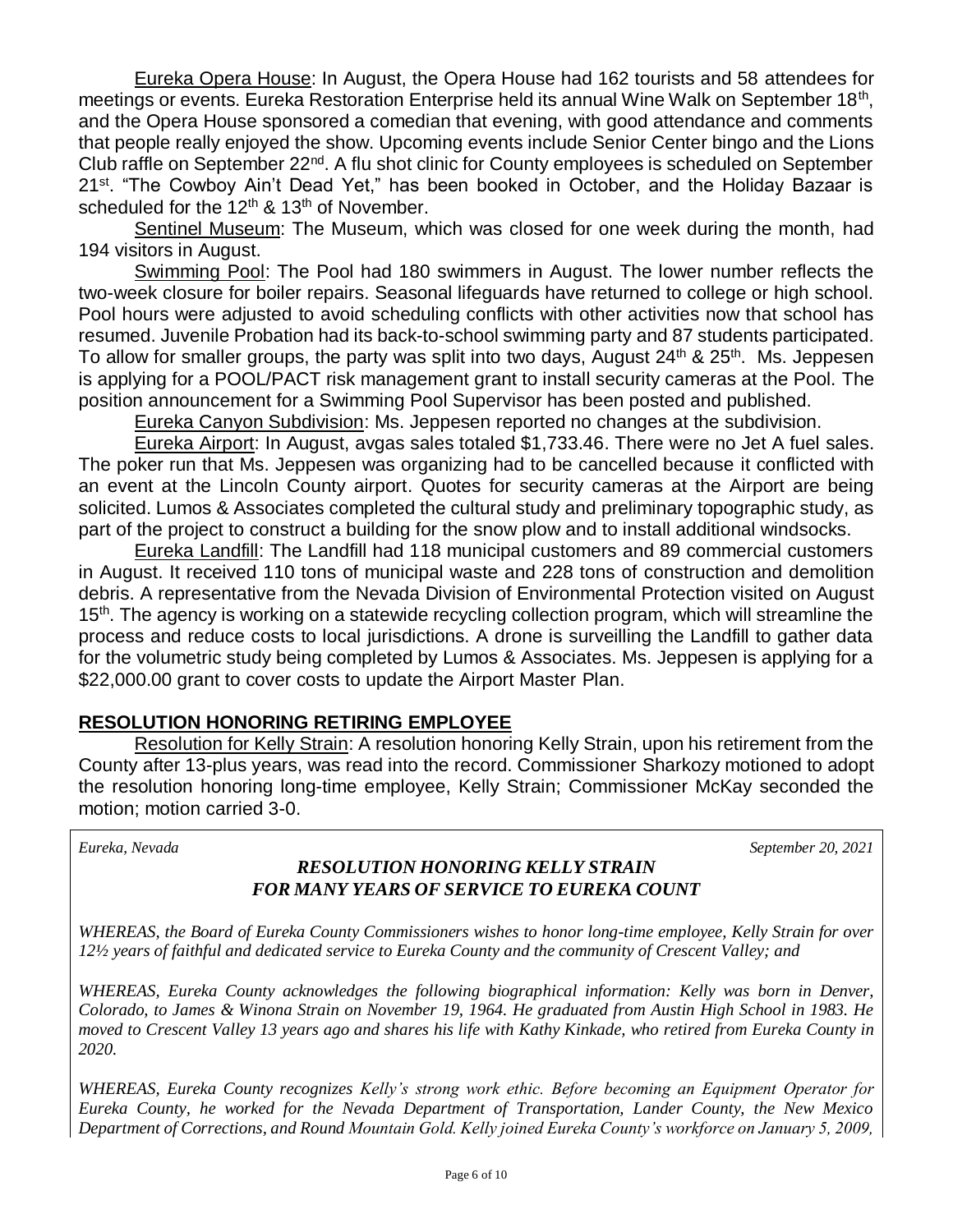Eureka Opera House: In August, the Opera House had 162 tourists and 58 attendees for meetings or events. Eureka Restoration Enterprise held its annual Wine Walk on September 18th, and the Opera House sponsored a comedian that evening, with good attendance and comments that people really enjoyed the show. Upcoming events include Senior Center bingo and the Lions Club raffle on September 22nd. A flu shot clinic for County employees is scheduled on September 21st. "The Cowboy Ain't Dead Yet," has been booked in October, and the Holiday Bazaar is scheduled for the 12th & 13th of November.

Sentinel Museum: The Museum, which was closed for one week during the month, had 194 visitors in August.

Swimming Pool: The Pool had 180 swimmers in August. The lower number reflects the two-week closure for boiler repairs. Seasonal lifeguards have returned to college or high school. Pool hours were adjusted to avoid scheduling conflicts with other activities now that school has resumed. Juvenile Probation had its back-to-school swimming party and 87 students participated. To allow for smaller groups, the party was split into two days, August 24th & 25th. Ms. Jeppesen is applying for a POOL/PACT risk management grant to install security cameras at the Pool. The position announcement for a Swimming Pool Supervisor has been posted and published.

Eureka Canyon Subdivision: Ms. Jeppesen reported no changes at the subdivision.

Eureka Airport: In August, avgas sales totaled $1,733.46. There were no Jet A fuel sales. The poker run that Ms. Jeppesen was organizing had to be cancelled because it conflicted with an event at the Lincoln County airport. Quotes for security cameras at the Airport are being solicited. Lumos & Associates completed the cultural study and preliminary topographic study, as part of the project to construct a building for the snow plow and to install additional windsocks.

Eureka Landfill: The Landfill had 118 municipal customers and 89 commercial customers in August. It received 110 tons of municipal waste and 228 tons of construction and demolition debris. A representative from the Nevada Division of Environmental Protection visited on August 15th. The agency is working on a statewide recycling collection program, which will streamline the process and reduce costs to local jurisdictions. A drone is surveilling the Landfill to gather data for the volumetric study being completed by Lumos & Associates. Ms. Jeppesen is applying for a $22,000.00 grant to cover costs to update the Airport Master Plan.

## RESOLUTION HONORING RETIRING EMPLOYEE

Resolution for Kelly Strain: A resolution honoring Kelly Strain, upon his retirement from the County after 13-plus years, was read into the record. Commissioner Sharkozy motioned to adopt the resolution honoring long-time employee, Kelly Strain; Commissioner McKay seconded the motion; motion carried 3-0.

*Eureka, Nevada* *September 20, 2021*

***RESOLUTION HONORING KELLY STRAIN***
***FOR MANY YEARS OF SERVICE TO EUREKA COUNT***

*WHEREAS, the Board of Eureka County Commissioners wishes to honor long-time employee, Kelly Strain for over 12½ years of faithful and dedicated service to Eureka County and the community of Crescent Valley; and*

*WHEREAS, Eureka County acknowledges the following biographical information: Kelly was born in Denver, Colorado, to James & Winona Strain on November 19, 1964. He graduated from Austin High School in 1983. He moved to Crescent Valley 13 years ago and shares his life with Kathy Kinkade, who retired from Eureka County in 2020.*

*WHEREAS, Eureka County recognizes Kelly's strong work ethic. Before becoming an Equipment Operator for Eureka County, he worked for the Nevada Department of Transportation, Lander County, the New Mexico Department of Corrections, and Round Mountain Gold. Kelly joined Eureka County's workforce on January 5, 2009,*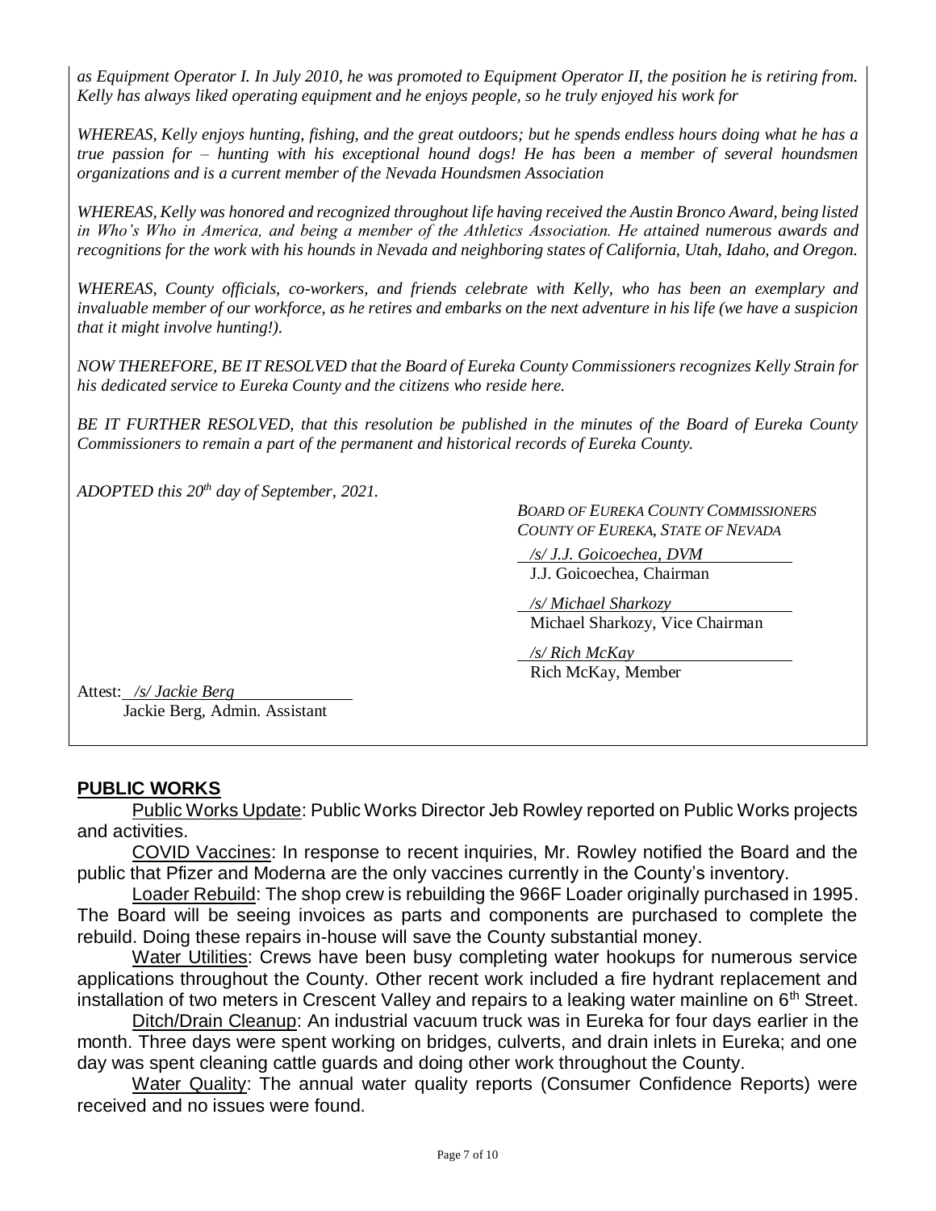*as Equipment Operator I. In July 2010, he was promoted to Equipment Operator II, the position he is retiring from. Kelly has always liked operating equipment and he enjoys people, so he truly enjoyed his work for*

*WHEREAS, Kelly enjoys hunting, fishing, and the great outdoors; but he spends endless hours doing what he has a true passion for – hunting with his exceptional hound dogs! He has been a member of several houndsmen organizations and is a current member of the Nevada Houndsmen Association*

*WHEREAS, Kelly was honored and recognized throughout life having received the Austin Bronco Award, being listed in Who's Who in America, and being a member of the Athletics Association. He attained numerous awards and recognitions for the work with his hounds in Nevada and neighboring states of California, Utah, Idaho, and Oregon.*

*WHEREAS, County officials, co-workers, and friends celebrate with Kelly, who has been an exemplary and invaluable member of our workforce, as he retires and embarks on the next adventure in his life (we have a suspicion that it might involve hunting!).*

*NOW THEREFORE, BE IT RESOLVED that the Board of Eureka County Commissioners recognizes Kelly Strain for his dedicated service to Eureka County and the citizens who reside here.*

*BE IT FURTHER RESOLVED, that this resolution be published in the minutes of the Board of Eureka County Commissioners to remain a part of the permanent and historical records of Eureka County.*

*ADOPTED this 20th day of September, 2021.*

*BOARD OF EUREKA COUNTY COMMISSIONERS*
*COUNTY OF EUREKA, STATE OF NEVADA*

*/s/ J.J. Goicoechea, DVM*
J.J. Goicoechea, Chairman

*/s/ Michael Sharkozy*
Michael Sharkozy, Vice Chairman

*/s/ Rich McKay*
Rich McKay, Member

Attest: */s/ Jackie Berg*
Jackie Berg, Admin. Assistant

## PUBLIC WORKS

Public Works Update: Public Works Director Jeb Rowley reported on Public Works projects and activities.

COVID Vaccines: In response to recent inquiries, Mr. Rowley notified the Board and the public that Pfizer and Moderna are the only vaccines currently in the County's inventory.

Loader Rebuild: The shop crew is rebuilding the 966F Loader originally purchased in 1995. The Board will be seeing invoices as parts and components are purchased to complete the rebuild. Doing these repairs in-house will save the County substantial money.

Water Utilities: Crews have been busy completing water hookups for numerous service applications throughout the County. Other recent work included a fire hydrant replacement and installation of two meters in Crescent Valley and repairs to a leaking water mainline on 6th Street.

Ditch/Drain Cleanup: An industrial vacuum truck was in Eureka for four days earlier in the month. Three days were spent working on bridges, culverts, and drain inlets in Eureka; and one day was spent cleaning cattle guards and doing other work throughout the County.

Water Quality: The annual water quality reports (Consumer Confidence Reports) were received and no issues were found.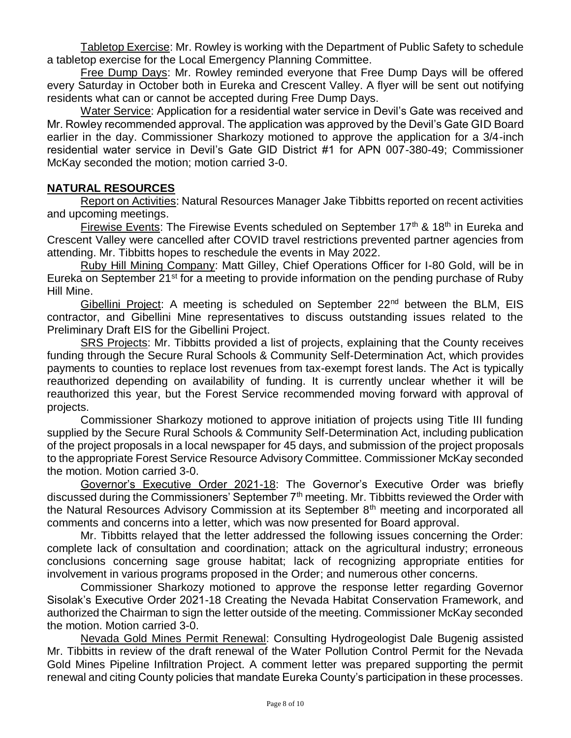Tabletop Exercise: Mr. Rowley is working with the Department of Public Safety to schedule a tabletop exercise for the Local Emergency Planning Committee.

Free Dump Days: Mr. Rowley reminded everyone that Free Dump Days will be offered every Saturday in October both in Eureka and Crescent Valley. A flyer will be sent out notifying residents what can or cannot be accepted during Free Dump Days.

Water Service: Application for a residential water service in Devil's Gate was received and Mr. Rowley recommended approval. The application was approved by the Devil's Gate GID Board earlier in the day. Commissioner Sharkozy motioned to approve the application for a 3/4-inch residential water service in Devil's Gate GID District #1 for APN 007-380-49; Commissioner McKay seconded the motion; motion carried 3-0.

## NATURAL RESOURCES

Report on Activities: Natural Resources Manager Jake Tibbitts reported on recent activities and upcoming meetings.

Firewise Events: The Firewise Events scheduled on September 17th & 18th in Eureka and Crescent Valley were cancelled after COVID travel restrictions prevented partner agencies from attending. Mr. Tibbitts hopes to reschedule the events in May 2022.

Ruby Hill Mining Company: Matt Gilley, Chief Operations Officer for I-80 Gold, will be in Eureka on September 21st for a meeting to provide information on the pending purchase of Ruby Hill Mine.

Gibellini Project: A meeting is scheduled on September 22nd between the BLM, EIS contractor, and Gibellini Mine representatives to discuss outstanding issues related to the Preliminary Draft EIS for the Gibellini Project.

SRS Projects: Mr. Tibbitts provided a list of projects, explaining that the County receives funding through the Secure Rural Schools & Community Self-Determination Act, which provides payments to counties to replace lost revenues from tax-exempt forest lands. The Act is typically reauthorized depending on availability of funding. It is currently unclear whether it will be reauthorized this year, but the Forest Service recommended moving forward with approval of projects.

Commissioner Sharkozy motioned to approve initiation of projects using Title III funding supplied by the Secure Rural Schools & Community Self-Determination Act, including publication of the project proposals in a local newspaper for 45 days, and submission of the project proposals to the appropriate Forest Service Resource Advisory Committee. Commissioner McKay seconded the motion. Motion carried 3-0.

Governor's Executive Order 2021-18: The Governor's Executive Order was briefly discussed during the Commissioners' September 7th meeting. Mr. Tibbitts reviewed the Order with the Natural Resources Advisory Commission at its September 8th meeting and incorporated all comments and concerns into a letter, which was now presented for Board approval.

Mr. Tibbitts relayed that the letter addressed the following issues concerning the Order: complete lack of consultation and coordination; attack on the agricultural industry; erroneous conclusions concerning sage grouse habitat; lack of recognizing appropriate entities for involvement in various programs proposed in the Order; and numerous other concerns.

Commissioner Sharkozy motioned to approve the response letter regarding Governor Sisolak's Executive Order 2021-18 Creating the Nevada Habitat Conservation Framework, and authorized the Chairman to sign the letter outside of the meeting. Commissioner McKay seconded the motion. Motion carried 3-0.

Nevada Gold Mines Permit Renewal: Consulting Hydrogeologist Dale Bugenig assisted Mr. Tibbitts in review of the draft renewal of the Water Pollution Control Permit for the Nevada Gold Mines Pipeline Infiltration Project. A comment letter was prepared supporting the permit renewal and citing County policies that mandate Eureka County's participation in these processes.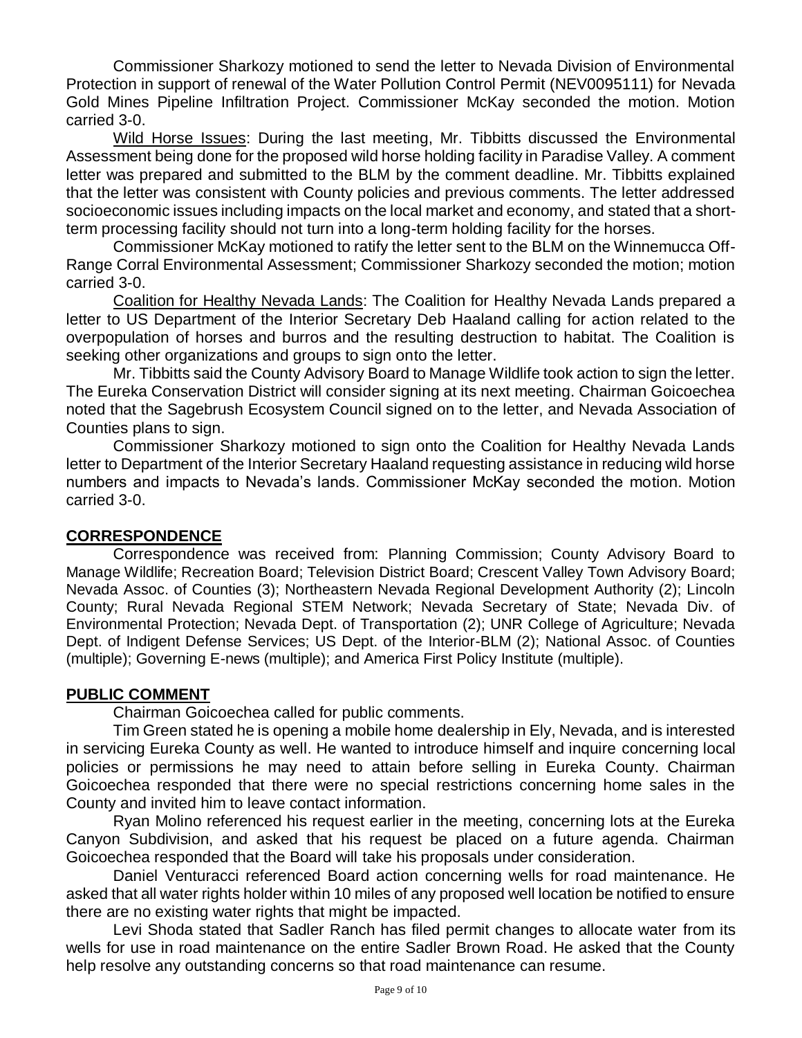Commissioner Sharkozy motioned to send the letter to Nevada Division of Environmental Protection in support of renewal of the Water Pollution Control Permit (NEV0095111) for Nevada Gold Mines Pipeline Infiltration Project. Commissioner McKay seconded the motion. Motion carried 3-0.

Wild Horse Issues: During the last meeting, Mr. Tibbitts discussed the Environmental Assessment being done for the proposed wild horse holding facility in Paradise Valley. A comment letter was prepared and submitted to the BLM by the comment deadline. Mr. Tibbitts explained that the letter was consistent with County policies and previous comments. The letter addressed socioeconomic issues including impacts on the local market and economy, and stated that a short-term processing facility should not turn into a long-term holding facility for the horses.

Commissioner McKay motioned to ratify the letter sent to the BLM on the Winnemucca Off-Range Corral Environmental Assessment; Commissioner Sharkozy seconded the motion; motion carried 3-0.

Coalition for Healthy Nevada Lands: The Coalition for Healthy Nevada Lands prepared a letter to US Department of the Interior Secretary Deb Haaland calling for action related to the overpopulation of horses and burros and the resulting destruction to habitat. The Coalition is seeking other organizations and groups to sign onto the letter.

Mr. Tibbitts said the County Advisory Board to Manage Wildlife took action to sign the letter. The Eureka Conservation District will consider signing at its next meeting. Chairman Goicoechea noted that the Sagebrush Ecosystem Council signed on to the letter, and Nevada Association of Counties plans to sign.

Commissioner Sharkozy motioned to sign onto the Coalition for Healthy Nevada Lands letter to Department of the Interior Secretary Haaland requesting assistance in reducing wild horse numbers and impacts to Nevada's lands. Commissioner McKay seconded the motion. Motion carried 3-0.

## CORRESPONDENCE

Correspondence was received from: Planning Commission; County Advisory Board to Manage Wildlife; Recreation Board; Television District Board; Crescent Valley Town Advisory Board; Nevada Assoc. of Counties (3); Northeastern Nevada Regional Development Authority (2); Lincoln County; Rural Nevada Regional STEM Network; Nevada Secretary of State; Nevada Div. of Environmental Protection; Nevada Dept. of Transportation (2); UNR College of Agriculture; Nevada Dept. of Indigent Defense Services; US Dept. of the Interior-BLM (2); National Assoc. of Counties (multiple); Governing E-news (multiple); and America First Policy Institute (multiple).

## PUBLIC COMMENT

Chairman Goicoechea called for public comments.

Tim Green stated he is opening a mobile home dealership in Ely, Nevada, and is interested in servicing Eureka County as well. He wanted to introduce himself and inquire concerning local policies or permissions he may need to attain before selling in Eureka County. Chairman Goicoechea responded that there were no special restrictions concerning home sales in the County and invited him to leave contact information.

Ryan Molino referenced his request earlier in the meeting, concerning lots at the Eureka Canyon Subdivision, and asked that his request be placed on a future agenda. Chairman Goicoechea responded that the Board will take his proposals under consideration.

Daniel Venturacci referenced Board action concerning wells for road maintenance. He asked that all water rights holder within 10 miles of any proposed well location be notified to ensure there are no existing water rights that might be impacted.

Levi Shoda stated that Sadler Ranch has filed permit changes to allocate water from its wells for use in road maintenance on the entire Sadler Brown Road. He asked that the County help resolve any outstanding concerns so that road maintenance can resume.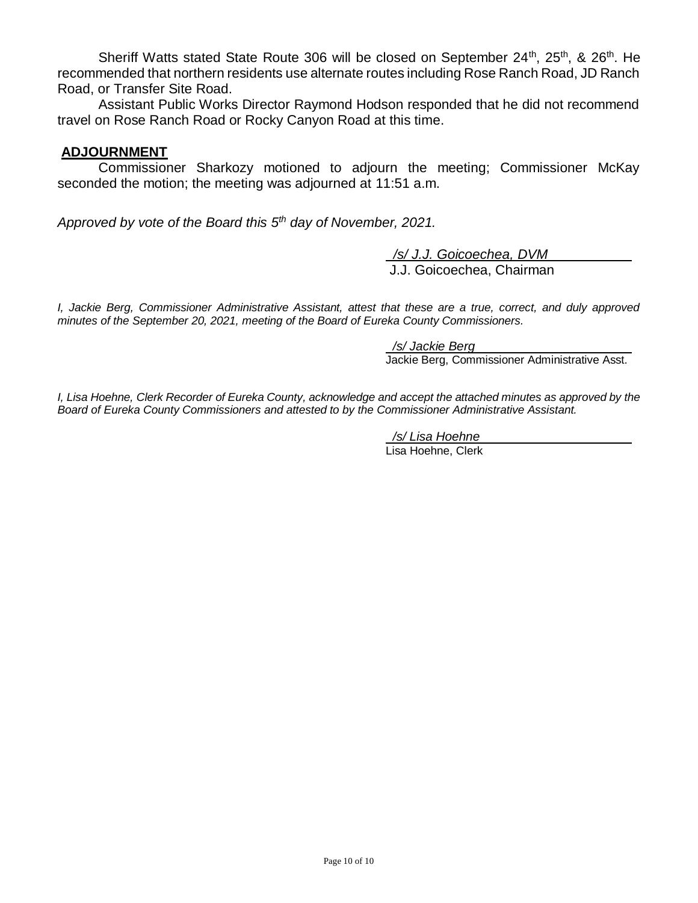Sheriff Watts stated State Route 306 will be closed on September 24th, 25th, & 26th. He recommended that northern residents use alternate routes including Rose Ranch Road, JD Ranch Road, or Transfer Site Road.

Assistant Public Works Director Raymond Hodson responded that he did not recommend travel on Rose Ranch Road or Rocky Canyon Road at this time.

## ADJOURNMENT

Commissioner Sharkozy motioned to adjourn the meeting; Commissioner McKay seconded the motion; the meeting was adjourned at 11:51 a.m.

*Approved by vote of the Board this 5th day of November, 2021.*

*/s/ J.J. Goicoechea, DVM*
J.J. Goicoechea, Chairman

*I, Jackie Berg, Commissioner Administrative Assistant, attest that these are a true, correct, and duly approved minutes of the September 20, 2021, meeting of the Board of Eureka County Commissioners.*

*/s/ Jackie Berg*
Jackie Berg, Commissioner Administrative Asst.

*I, Lisa Hoehne, Clerk Recorder of Eureka County, acknowledge and accept the attached minutes as approved by the Board of Eureka County Commissioners and attested to by the Commissioner Administrative Assistant.*

*/s/ Lisa Hoehne*
Lisa Hoehne, Clerk